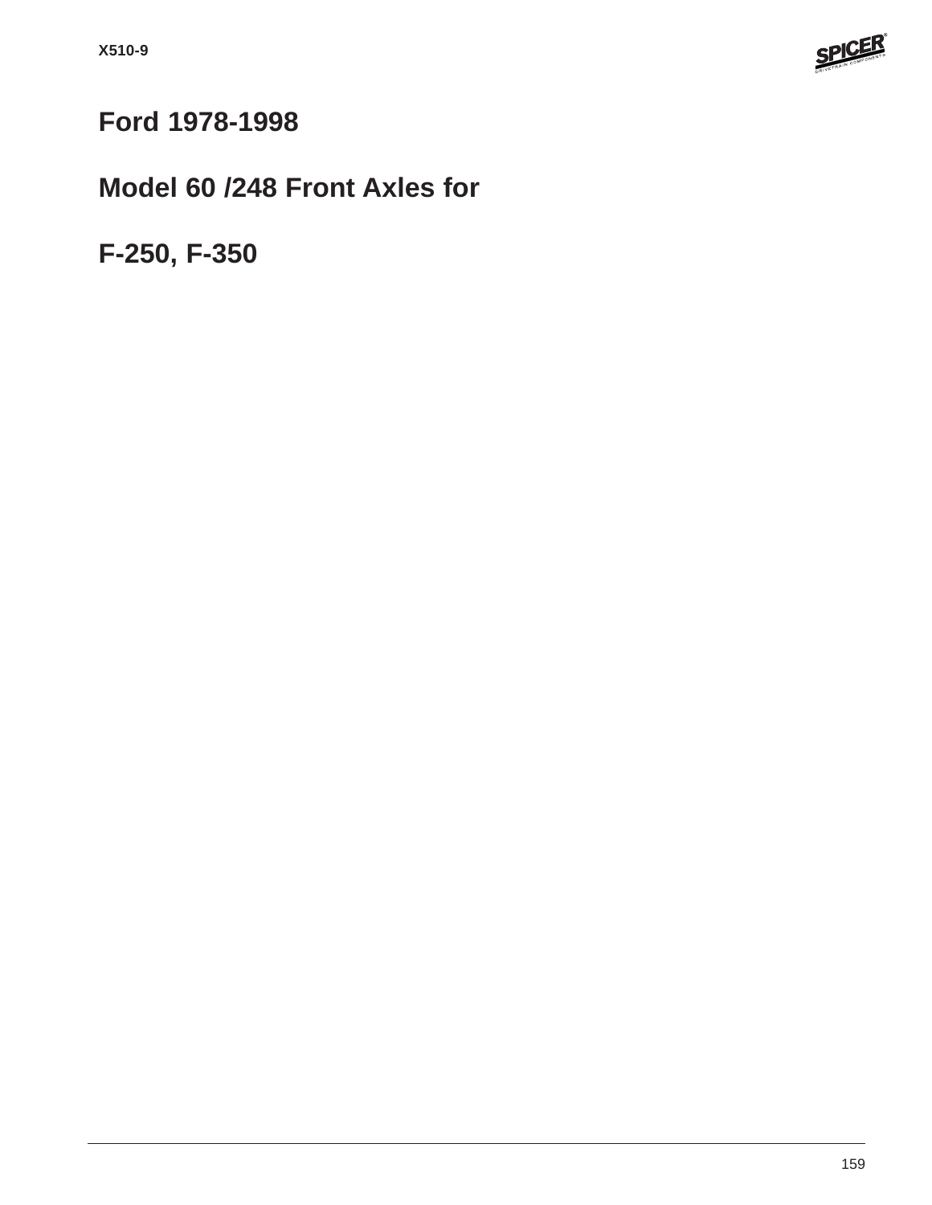# Ford 1978-1998

# Model 60 /248 Front Axles for

# F-250, F-350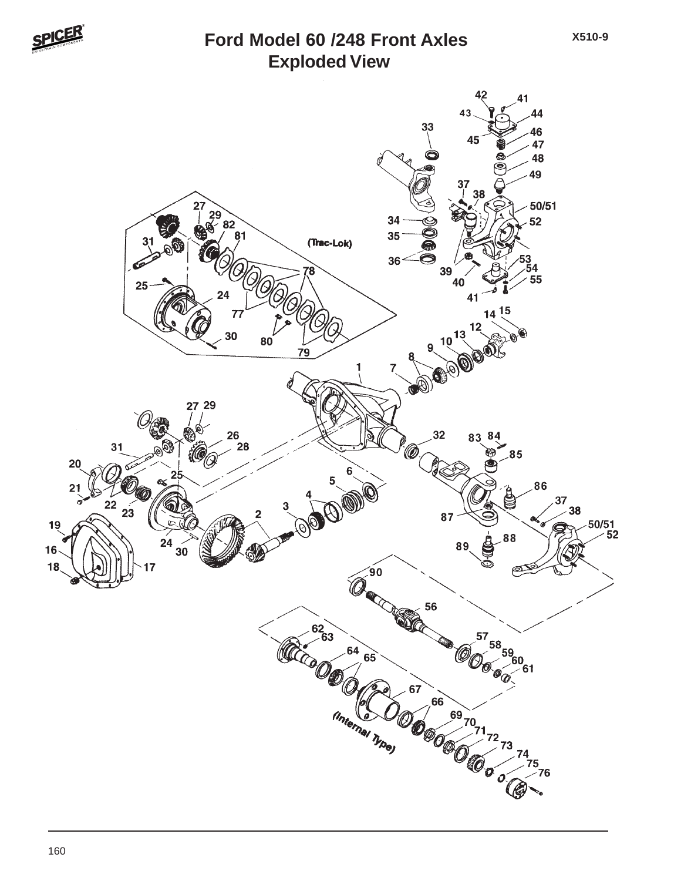# Ford Model 60 /248 Front Axles
## Exploded View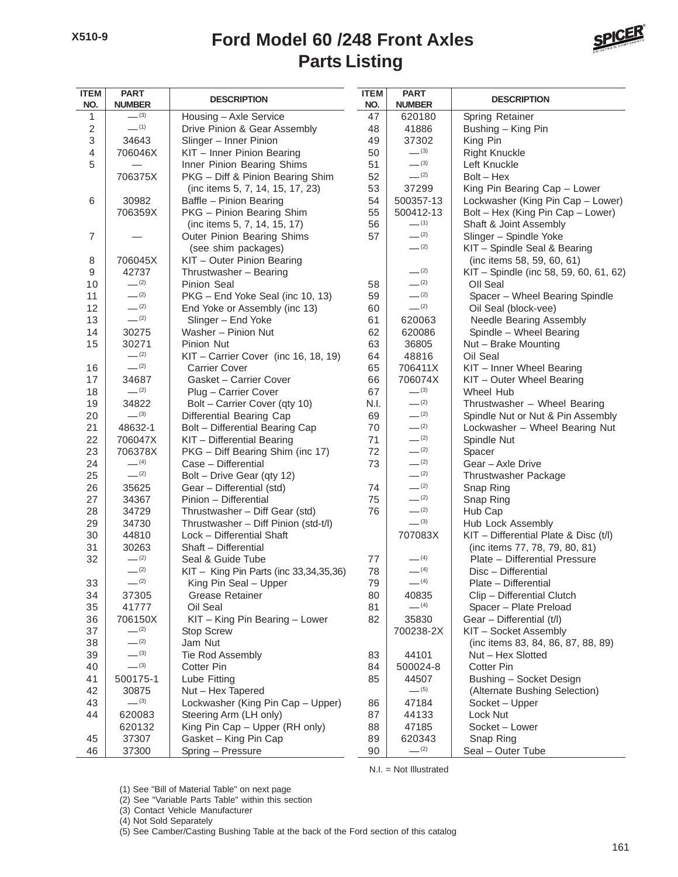# Ford Model 60 /248 Front Axles

## Parts Listing

X510-9

| ITEM NO. | PART NUMBER | DESCRIPTION |
|---|---|---|
| 1 | — (3) | Housing – Axle Service |
| 2 | — (1) | Drive Pinion & Gear Assembly |
| 3 | 34643 | Slinger – Inner Pinion |
| 4 | 706046X | KIT – Inner Pinion Bearing |
| 5 | — | Inner Pinion Bearing Shims |
| | 706375X | PKG – Diff & Pinion Bearing Shim (inc items 5, 7, 14, 15, 17, 23) |
| 6 | 30982 | Baffle – Pinion Bearing |
| | 706359X | PKG – Pinion Bearing Shim (inc items 5, 7, 14, 15, 17) |
| 7 | — | Outer Pinion Bearing Shims (see shim packages) |
| 8 | 706045X | KIT – Outer Pinion Bearing |
| 9 | 42737 | Thrustwasher – Bearing |
| 10 | — (2) | Pinion Seal |
| 11 | — (2) | PKG – End Yoke Seal (inc 10, 13) |
| 12 | — (2) | End Yoke or Assembly (inc 13) |
| 13 | — (2) | Slinger – End Yoke |
| 14 | 30275 | Washer – Pinion Nut |
| 15 | 30271 | Pinion Nut |
| | — (2) | KIT – Carrier Cover (inc 16, 18, 19) |
| 16 | — (2) | Carrier Cover |
| 17 | 34687 | Gasket – Carrier Cover |
| 18 | — (2) | Plug – Carrier Cover |
| 19 | 34822 | Bolt – Carrier Cover (qty 10) |
| 20 | — (3) | Differential Bearing Cap |
| 21 | 48632-1 | Bolt – Differential Bearing Cap |
| 22 | 706047X | KIT – Differential Bearing |
| 23 | 706378X | PKG – Diff Bearing Shim (inc 17) |
| 24 | — (4) | Case – Differential |
| 25 | — (2) | Bolt – Drive Gear (qty 12) |
| 26 | 35625 | Gear – Differential (std) |
| 27 | 34367 | Pinion – Differential |
| 28 | 34729 | Thrustwasher – Diff Gear (std) |
| 29 | 34730 | Thrustwasher – Diff Pinion (std-t/l) |
| 30 | 44810 | Lock – Differential Shaft |
| 31 | 30263 | Shaft – Differential |
| 32 | — (2) | Seal & Guide Tube |
| | — (2) | KIT – King Pin Parts (inc 33,34,35,36) |
| 33 | — (2) | King Pin Seal – Upper |
| 34 | 37305 | Grease Retainer |
| 35 | 41777 | Oil Seal |
| 36 | 706150X | KIT – King Pin Bearing – Lower |
| 37 | — (2) | Stop Screw |
| 38 | — (2) | Jam Nut |
| 39 | — (3) | Tie Rod Assembly |
| 40 | — (3) | Cotter Pin |
| 41 | 500175-1 | Lube Fitting |
| 42 | 30875 | Nut – Hex Tapered |
| 43 | — (3) | Lockwasher (King Pin Cap – Upper) |
| 44 | 620083 | Steering Arm (LH only) |
| | 620132 | King Pin Cap – Upper (RH only) |
| 45 | 37307 | Gasket – King Pin Cap |
| 46 | 37300 | Spring – Pressure |
| 47 | 620180 | Spring Retainer |
| 48 | 41886 | Bushing – King Pin |
| 49 | 37302 | King Pin |
| 50 | — (3) | Right Knuckle |
| 51 | — (3) | Left Knuckle |
| 52 | — (2) | Bolt – Hex |
| 53 | 37299 | King Pin Bearing Cap – Lower |
| 54 | 500357-13 | Lockwasher (King Pin Cap – Lower) |
| 55 | 500412-13 | Bolt – Hex (King Pin Cap – Lower) |
| 56 | — (1) | Shaft & Joint Assembly |
| 57 | — (2) | Slinger – Spindle Yoke |
| | — (2) | KIT – Spindle Seal & Bearing (inc items 58, 59, 60, 61) |
| | — (2) | KIT – Spindle (inc 58, 59, 60, 61, 62) |
| 58 | — (2) | OIl Seal |
| 59 | — (2) | Spacer – Wheel Bearing Spindle |
| 60 | — (2) | Oil Seal (block-vee) |
| 61 | 620063 | Needle Bearing Assembly |
| 62 | 620086 | Spindle – Wheel Bearing |
| 63 | 36805 | Nut – Brake Mounting |
| 64 | 48816 | Oil Seal |
| 65 | 706411X | KIT – Inner Wheel Bearing |
| 66 | 706074X | KIT – Outer Wheel Bearing |
| 67 | — (3) | Wheel Hub |
| N.I. | — (2) | Thrustwasher – Wheel Bearing |
| 69 | — (2) | Spindle Nut or Nut & Pin Assembly |
| 70 | — (2) | Lockwasher – Wheel Bearing Nut |
| 71 | — (2) | Spindle Nut |
| 72 | — (2) | Spacer |
| 73 | — (2) | Gear – Axle Drive |
| | — (2) | Thrustwasher Package |
| 74 | — (2) | Snap Ring |
| 75 | — (2) | Snap Ring |
| 76 | — (2) | Hub Cap |
| | — (3) | Hub Lock Assembly |
| | 707083X | KIT – Differential Plate & Disc (t/l) (inc items 77, 78, 79, 80, 81) |
| 77 | — (4) | Plate – Differential Pressure |
| 78 | — (4) | Disc – Differential |
| 79 | — (4) | Plate – Differential |
| 80 | 40835 | Clip – Differential Clutch |
| 81 | — (4) | Spacer – Plate Preload |
| 82 | 35830 | Gear – Differential (t/l) |
| | 700238-2X | KIT – Socket Assembly (inc items 83, 84, 86, 87, 88, 89) |
| 83 | 44101 | Nut – Hex Slotted |
| 84 | 500024-8 | Cotter Pin |
| 85 | 44507 | Bushing – Socket Design |
| | — (5) | (Alternate Bushing Selection) |
| 86 | 47184 | Socket – Upper |
| 87 | 44133 | Lock Nut |
| 88 | 47185 | Socket – Lower |
| 89 | 620343 | Snap Ring |
| 90 | — (2) | Seal – Outer Tube |

N.I. = Not Illustrated

(1) See "Bill of Material Table" on next page
(2) See "Variable Parts Table" within this section
(3) Contact Vehicle Manufacturer
(4) Not Sold Separately
(5) See Camber/Casting Bushing Table at the back of the Ford section of this catalog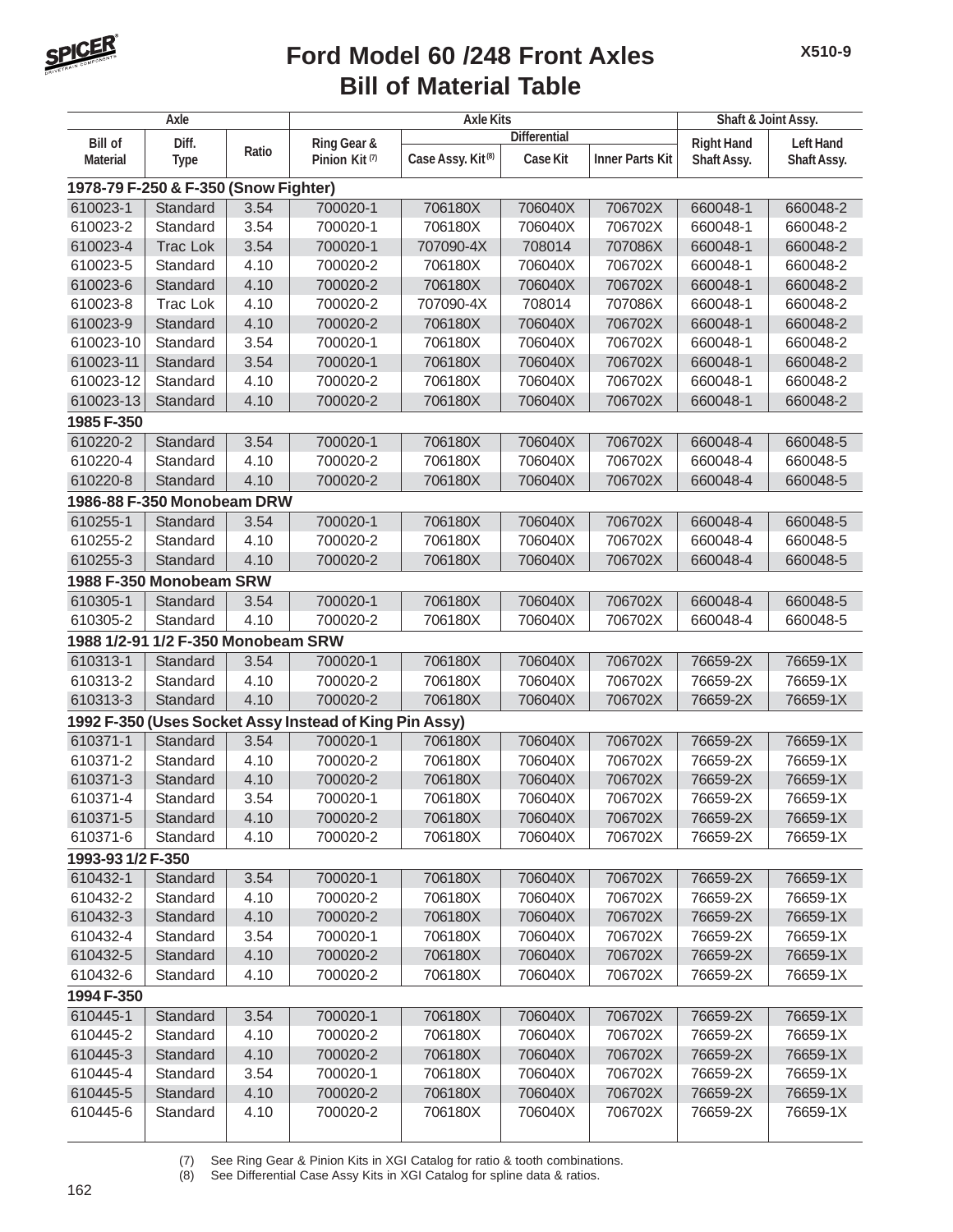# Ford Model 60 /248 Front Axles
## Bill of Material Table

| Axle | | | Axle Kits | | | | Shaft & Joint Assy. | |
|---|---|---|---|---|---|---|---|---|
| | | | | Differential | | | | |
| Bill of Material | Diff. Type | Ratio | Ring Gear & Pinion Kit (7) | Case Assy. Kit (8) | Case Kit | Inner Parts Kit | Right Hand Shaft Assy. | Left Hand Shaft Assy. |
| **1978-79 F-250 & F-350 (Snow Fighter)** | | | | | | | | |
| 610023-1 | Standard | 3.54 | 700020-1 | 706180X | 706040X | 706702X | 660048-1 | 660048-2 |
| 610023-2 | Standard | 3.54 | 700020-1 | 706180X | 706040X | 706702X | 660048-1 | 660048-2 |
| 610023-4 | Trac Lok | 3.54 | 700020-1 | 707090-4X | 708014 | 707086X | 660048-1 | 660048-2 |
| 610023-5 | Standard | 4.10 | 700020-2 | 706180X | 706040X | 706702X | 660048-1 | 660048-2 |
| 610023-6 | Standard | 4.10 | 700020-2 | 706180X | 706040X | 706702X | 660048-1 | 660048-2 |
| 610023-8 | Trac Lok | 4.10 | 700020-2 | 707090-4X | 708014 | 707086X | 660048-1 | 660048-2 |
| 610023-9 | Standard | 4.10 | 700020-2 | 706180X | 706040X | 706702X | 660048-1 | 660048-2 |
| 610023-10 | Standard | 3.54 | 700020-1 | 706180X | 706040X | 706702X | 660048-1 | 660048-2 |
| 610023-11 | Standard | 3.54 | 700020-1 | 706180X | 706040X | 706702X | 660048-1 | 660048-2 |
| 610023-12 | Standard | 4.10 | 700020-2 | 706180X | 706040X | 706702X | 660048-1 | 660048-2 |
| 610023-13 | Standard | 4.10 | 700020-2 | 706180X | 706040X | 706702X | 660048-1 | 660048-2 |
| **1985 F-350** | | | | | | | | |
| 610220-2 | Standard | 3.54 | 700020-1 | 706180X | 706040X | 706702X | 660048-4 | 660048-5 |
| 610220-4 | Standard | 4.10 | 700020-2 | 706180X | 706040X | 706702X | 660048-4 | 660048-5 |
| 610220-8 | Standard | 4.10 | 700020-2 | 706180X | 706040X | 706702X | 660048-4 | 660048-5 |
| **1986-88 F-350 Monobeam DRW** | | | | | | | | |
| 610255-1 | Standard | 3.54 | 700020-1 | 706180X | 706040X | 706702X | 660048-4 | 660048-5 |
| 610255-2 | Standard | 4.10 | 700020-2 | 706180X | 706040X | 706702X | 660048-4 | 660048-5 |
| 610255-3 | Standard | 4.10 | 700020-2 | 706180X | 706040X | 706702X | 660048-4 | 660048-5 |
| **1988 F-350 Monobeam SRW** | | | | | | | | |
| 610305-1 | Standard | 3.54 | 700020-1 | 706180X | 706040X | 706702X | 660048-4 | 660048-5 |
| 610305-2 | Standard | 4.10 | 700020-2 | 706180X | 706040X | 706702X | 660048-4 | 660048-5 |
| **1988 1/2-91 1/2 F-350 Monobeam SRW** | | | | | | | | |
| 610313-1 | Standard | 3.54 | 700020-1 | 706180X | 706040X | 706702X | 76659-2X | 76659-1X |
| 610313-2 | Standard | 4.10 | 700020-2 | 706180X | 706040X | 706702X | 76659-2X | 76659-1X |
| 610313-3 | Standard | 4.10 | 700020-2 | 706180X | 706040X | 706702X | 76659-2X | 76659-1X |
| **1992 F-350 (Uses Socket Assy Instead of King Pin Assy)** | | | | | | | | |
| 610371-1 | Standard | 3.54 | 700020-1 | 706180X | 706040X | 706702X | 76659-2X | 76659-1X |
| 610371-2 | Standard | 4.10 | 700020-2 | 706180X | 706040X | 706702X | 76659-2X | 76659-1X |
| 610371-3 | Standard | 4.10 | 700020-2 | 706180X | 706040X | 706702X | 76659-2X | 76659-1X |
| 610371-4 | Standard | 3.54 | 700020-1 | 706180X | 706040X | 706702X | 76659-2X | 76659-1X |
| 610371-5 | Standard | 4.10 | 700020-2 | 706180X | 706040X | 706702X | 76659-2X | 76659-1X |
| 610371-6 | Standard | 4.10 | 700020-2 | 706180X | 706040X | 706702X | 76659-2X | 76659-1X |
| **1993-93 1/2 F-350** | | | | | | | | |
| 610432-1 | Standard | 3.54 | 700020-1 | 706180X | 706040X | 706702X | 76659-2X | 76659-1X |
| 610432-2 | Standard | 4.10 | 700020-2 | 706180X | 706040X | 706702X | 76659-2X | 76659-1X |
| 610432-3 | Standard | 4.10 | 700020-2 | 706180X | 706040X | 706702X | 76659-2X | 76659-1X |
| 610432-4 | Standard | 3.54 | 700020-1 | 706180X | 706040X | 706702X | 76659-2X | 76659-1X |
| 610432-5 | Standard | 4.10 | 700020-2 | 706180X | 706040X | 706702X | 76659-2X | 76659-1X |
| 610432-6 | Standard | 4.10 | 700020-2 | 706180X | 706040X | 706702X | 76659-2X | 76659-1X |
| **1994 F-350** | | | | | | | | |
| 610445-1 | Standard | 3.54 | 700020-1 | 706180X | 706040X | 706702X | 76659-2X | 76659-1X |
| 610445-2 | Standard | 4.10 | 700020-2 | 706180X | 706040X | 706702X | 76659-2X | 76659-1X |
| 610445-3 | Standard | 4.10 | 700020-2 | 706180X | 706040X | 706702X | 76659-2X | 76659-1X |
| 610445-4 | Standard | 3.54 | 700020-1 | 706180X | 706040X | 706702X | 76659-2X | 76659-1X |
| 610445-5 | Standard | 4.10 | 700020-2 | 706180X | 706040X | 706702X | 76659-2X | 76659-1X |
| 610445-6 | Standard | 4.10 | 700020-2 | 706180X | 706040X | 706702X | 76659-2X | 76659-1X |

(7) See Ring Gear & Pinion Kits in XGI Catalog for ratio & tooth combinations.
(8) See Differential Case Assy Kits in XGI Catalog for spline data & ratios.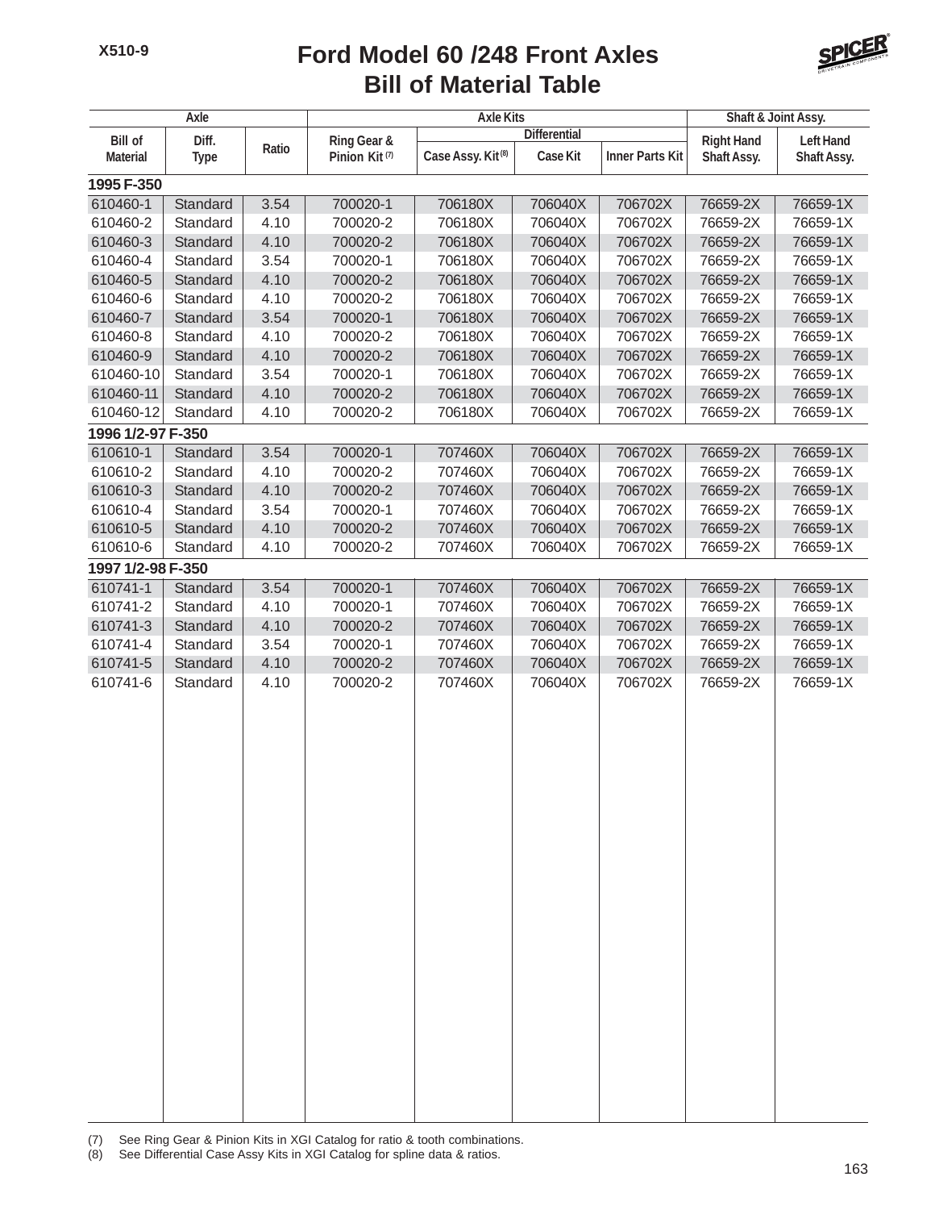# Ford Model 60 /248 Front Axles
## Bill of Material Table

| Axle | | | Axle Kits | | | | Shaft & Joint Assy. | |
|---|---|---|---|---|---|---|---|---|
| | | | | Differential | | | | |
| Bill of Material | Diff. Type | Ratio | Ring Gear & Pinion Kit (7) | Case Assy. Kit (8) | Case Kit | Inner Parts Kit | Right Hand Shaft Assy. | Left Hand Shaft Assy. |
| **1995 F-350** | | | | | | | | |
| 610460-1 | Standard | 3.54 | 700020-1 | 706180X | 706040X | 706702X | 76659-2X | 76659-1X |
| 610460-2 | Standard | 4.10 | 700020-2 | 706180X | 706040X | 706702X | 76659-2X | 76659-1X |
| 610460-3 | Standard | 4.10 | 700020-2 | 706180X | 706040X | 706702X | 76659-2X | 76659-1X |
| 610460-4 | Standard | 3.54 | 700020-1 | 706180X | 706040X | 706702X | 76659-2X | 76659-1X |
| 610460-5 | Standard | 4.10 | 700020-2 | 706180X | 706040X | 706702X | 76659-2X | 76659-1X |
| 610460-6 | Standard | 4.10 | 700020-2 | 706180X | 706040X | 706702X | 76659-2X | 76659-1X |
| 610460-7 | Standard | 3.54 | 700020-1 | 706180X | 706040X | 706702X | 76659-2X | 76659-1X |
| 610460-8 | Standard | 4.10 | 700020-2 | 706180X | 706040X | 706702X | 76659-2X | 76659-1X |
| 610460-9 | Standard | 4.10 | 700020-2 | 706180X | 706040X | 706702X | 76659-2X | 76659-1X |
| 610460-10 | Standard | 3.54 | 700020-1 | 706180X | 706040X | 706702X | 76659-2X | 76659-1X |
| 610460-11 | Standard | 4.10 | 700020-2 | 706180X | 706040X | 706702X | 76659-2X | 76659-1X |
| 610460-12 | Standard | 4.10 | 700020-2 | 706180X | 706040X | 706702X | 76659-2X | 76659-1X |
| **1996 1/2-97 F-350** | | | | | | | | |
| 610610-1 | Standard | 3.54 | 700020-1 | 707460X | 706040X | 706702X | 76659-2X | 76659-1X |
| 610610-2 | Standard | 4.10 | 700020-2 | 707460X | 706040X | 706702X | 76659-2X | 76659-1X |
| 610610-3 | Standard | 4.10 | 700020-2 | 707460X | 706040X | 706702X | 76659-2X | 76659-1X |
| 610610-4 | Standard | 3.54 | 700020-1 | 707460X | 706040X | 706702X | 76659-2X | 76659-1X |
| 610610-5 | Standard | 4.10 | 700020-2 | 707460X | 706040X | 706702X | 76659-2X | 76659-1X |
| 610610-6 | Standard | 4.10 | 700020-2 | 707460X | 706040X | 706702X | 76659-2X | 76659-1X |
| **1997 1/2-98 F-350** | | | | | | | | |
| 610741-1 | Standard | 3.54 | 700020-1 | 707460X | 706040X | 706702X | 76659-2X | 76659-1X |
| 610741-2 | Standard | 4.10 | 700020-1 | 707460X | 706040X | 706702X | 76659-2X | 76659-1X |
| 610741-3 | Standard | 4.10 | 700020-2 | 707460X | 706040X | 706702X | 76659-2X | 76659-1X |
| 610741-4 | Standard | 3.54 | 700020-1 | 707460X | 706040X | 706702X | 76659-2X | 76659-1X |
| 610741-5 | Standard | 4.10 | 700020-2 | 707460X | 706040X | 706702X | 76659-2X | 76659-1X |
| 610741-6 | Standard | 4.10 | 700020-2 | 707460X | 706040X | 706702X | 76659-2X | 76659-1X |

(7) See Ring Gear & Pinion Kits in XGI Catalog for ratio & tooth combinations.
(8) See Differential Case Assy Kits in XGI Catalog for spline data & ratios.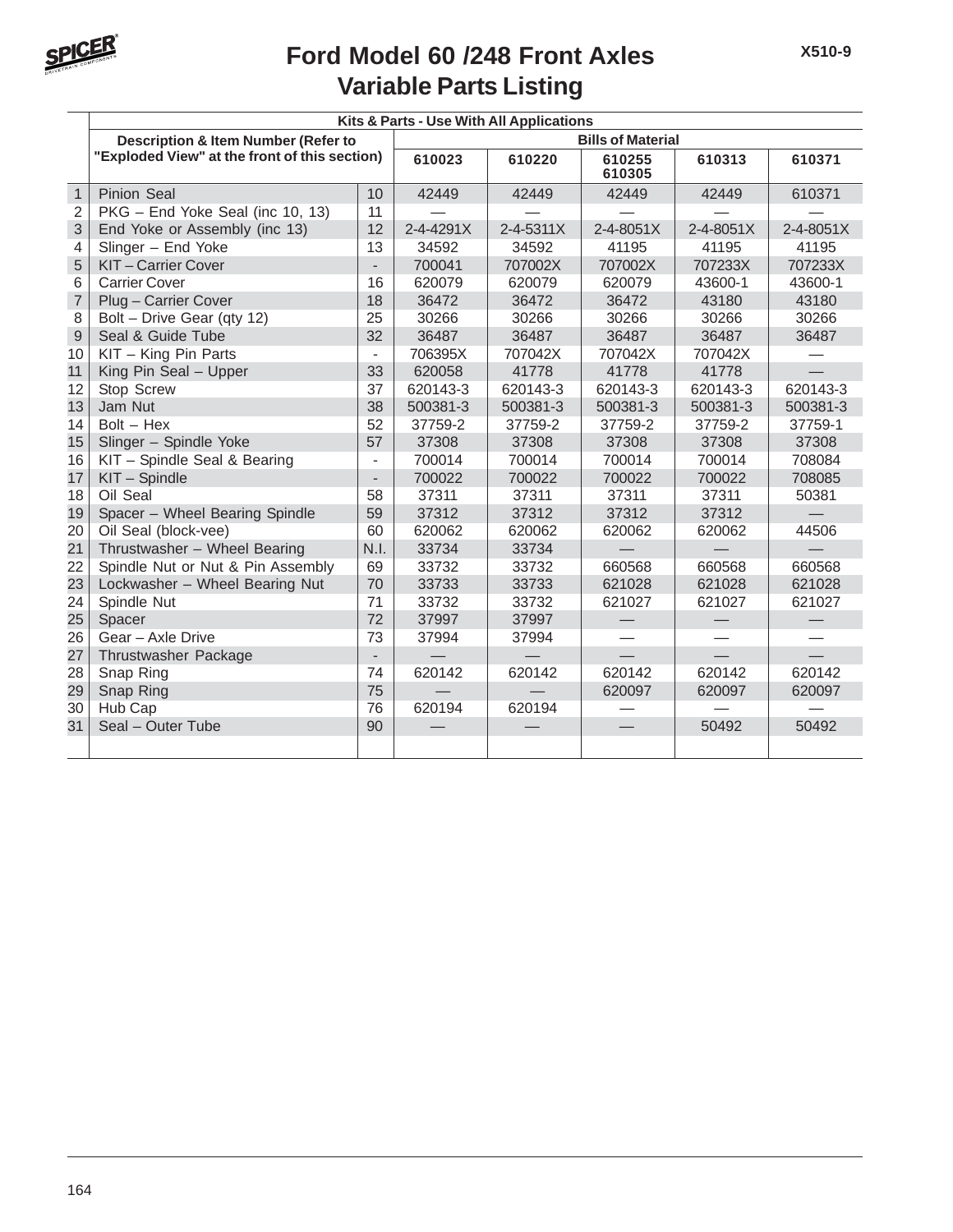# Ford Model 60 /248 Front Axles
## Variable Parts Listing

| | Kits & Parts - Use With All Applications | | | | | | |
|---|---|---|---|---|---|---|---|
| | Description & Item Number (Refer to "Exploded View" at the front of this section) | | Bills of Material | | | | |
| | | | 610023 | 610220 | 610255 610305 | 610313 | 610371 |
| 1 | Pinion Seal | 10 | 42449 | 42449 | 42449 | 42449 | 610371 |
| 2 | PKG – End Yoke Seal (inc 10, 13) | 11 | — | — | — | — | — |
| 3 | End Yoke or Assembly (inc 13) | 12 | 2-4-4291X | 2-4-5311X | 2-4-8051X | 2-4-8051X | 2-4-8051X |
| 4 | Slinger – End Yoke | 13 | 34592 | 34592 | 41195 | 41195 | 41195 |
| 5 | KIT – Carrier Cover | - | 700041 | 707002X | 707002X | 707233X | 707233X |
| 6 | Carrier Cover | 16 | 620079 | 620079 | 620079 | 43600-1 | 43600-1 |
| 7 | Plug – Carrier Cover | 18 | 36472 | 36472 | 36472 | 43180 | 43180 |
| 8 | Bolt – Drive Gear (qty 12) | 25 | 30266 | 30266 | 30266 | 30266 | 30266 |
| 9 | Seal & Guide Tube | 32 | 36487 | 36487 | 36487 | 36487 | 36487 |
| 10 | KIT – King Pin Parts | - | 706395X | 707042X | 707042X | 707042X | — |
| 11 | King Pin Seal – Upper | 33 | 620058 | 41778 | 41778 | 41778 | — |
| 12 | Stop Screw | 37 | 620143-3 | 620143-3 | 620143-3 | 620143-3 | 620143-3 |
| 13 | Jam Nut | 38 | 500381-3 | 500381-3 | 500381-3 | 500381-3 | 500381-3 |
| 14 | Bolt – Hex | 52 | 37759-2 | 37759-2 | 37759-2 | 37759-2 | 37759-1 |
| 15 | Slinger – Spindle Yoke | 57 | 37308 | 37308 | 37308 | 37308 | 37308 |
| 16 | KIT – Spindle Seal & Bearing | - | 700014 | 700014 | 700014 | 700014 | 708084 |
| 17 | KIT – Spindle | - | 700022 | 700022 | 700022 | 700022 | 708085 |
| 18 | Oil Seal | 58 | 37311 | 37311 | 37311 | 37311 | 50381 |
| 19 | Spacer – Wheel Bearing Spindle | 59 | 37312 | 37312 | 37312 | 37312 | — |
| 20 | Oil Seal (block-vee) | 60 | 620062 | 620062 | 620062 | 620062 | 44506 |
| 21 | Thrustwasher – Wheel Bearing | N.I. | 33734 | 33734 | — | — | — |
| 22 | Spindle Nut or Nut & Pin Assembly | 69 | 33732 | 33732 | 660568 | 660568 | 660568 |
| 23 | Lockwasher – Wheel Bearing Nut | 70 | 33733 | 33733 | 621028 | 621028 | 621028 |
| 24 | Spindle Nut | 71 | 33732 | 33732 | 621027 | 621027 | 621027 |
| 25 | Spacer | 72 | 37997 | 37997 | — | — | — |
| 26 | Gear – Axle Drive | 73 | 37994 | 37994 | — | — | — |
| 27 | Thrustwasher Package | - | — | — | — | — | — |
| 28 | Snap Ring | 74 | 620142 | 620142 | 620142 | 620142 | 620142 |
| 29 | Snap Ring | 75 | — | — | 620097 | 620097 | 620097 |
| 30 | Hub Cap | 76 | 620194 | 620194 | — | — | — |
| 31 | Seal – Outer Tube | 90 | — | — | — | 50492 | 50492 |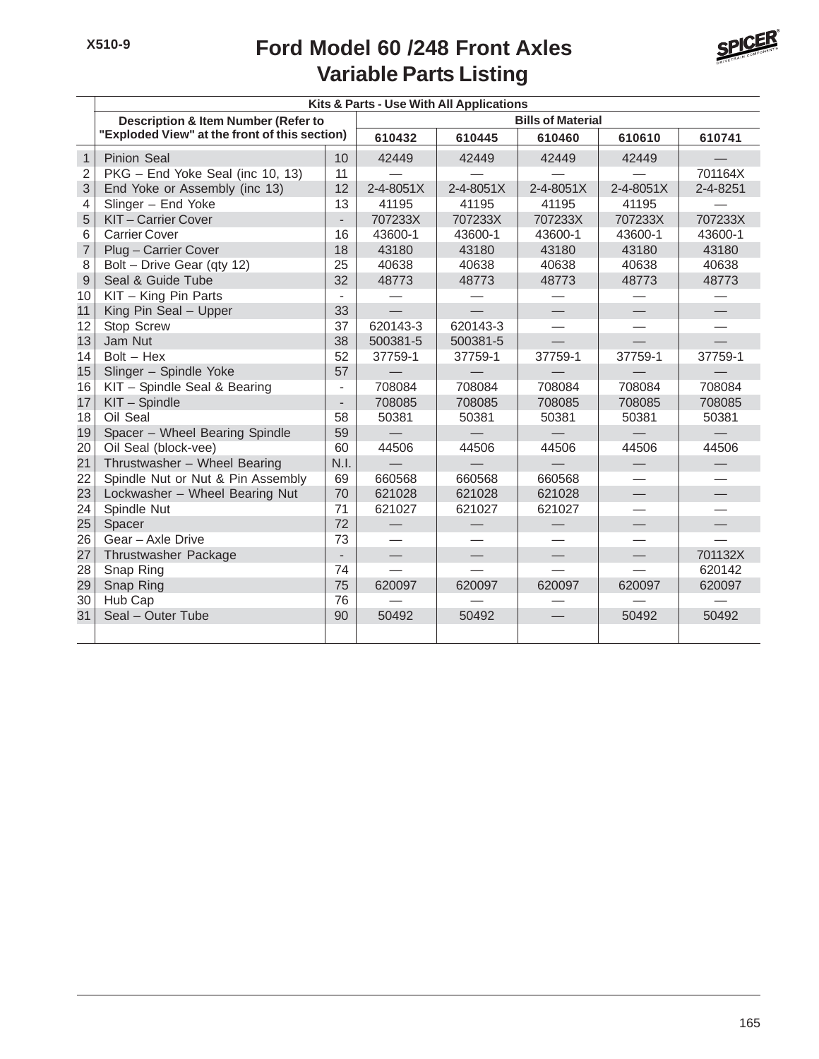# Ford Model 60 /248 Front Axles
## Variable Parts Listing

| | Kits & Parts - Use With All Applications | | | | | | |
|---|---|---|---|---|---|---|---|
| | Description & Item Number (Refer to "Exploded View" at the front of this section) | | Bills of Material | | | | |
| | | | 610432 | 610445 | 610460 | 610610 | 610741 |
| 1 | Pinion Seal | 10 | 42449 | 42449 | 42449 | 42449 | — |
| 2 | PKG – End Yoke Seal (inc 10, 13) | 11 | — | — | — | — | 701164X |
| 3 | End Yoke or Assembly (inc 13) | 12 | 2-4-8051X | 2-4-8051X | 2-4-8051X | 2-4-8051X | 2-4-8251 |
| 4 | Slinger – End Yoke | 13 | 41195 | 41195 | 41195 | 41195 | — |
| 5 | KIT – Carrier Cover | - | 707233X | 707233X | 707233X | 707233X | 707233X |
| 6 | Carrier Cover | 16 | 43600-1 | 43600-1 | 43600-1 | 43600-1 | 43600-1 |
| 7 | Plug – Carrier Cover | 18 | 43180 | 43180 | 43180 | 43180 | 43180 |
| 8 | Bolt – Drive Gear (qty 12) | 25 | 40638 | 40638 | 40638 | 40638 | 40638 |
| 9 | Seal & Guide Tube | 32 | 48773 | 48773 | 48773 | 48773 | 48773 |
| 10 | KIT – King Pin Parts | - | — | — | — | — | — |
| 11 | King Pin Seal – Upper | 33 | — | — | — | — | — |
| 12 | Stop Screw | 37 | 620143-3 | 620143-3 | — | — | — |
| 13 | Jam Nut | 38 | 500381-5 | 500381-5 | — | — | — |
| 14 | Bolt – Hex | 52 | 37759-1 | 37759-1 | 37759-1 | 37759-1 | 37759-1 |
| 15 | Slinger – Spindle Yoke | 57 | — | — | — | — | — |
| 16 | KIT – Spindle Seal & Bearing | - | 708084 | 708084 | 708084 | 708084 | 708084 |
| 17 | KIT – Spindle | - | 708085 | 708085 | 708085 | 708085 | 708085 |
| 18 | Oil Seal | 58 | 50381 | 50381 | 50381 | 50381 | 50381 |
| 19 | Spacer – Wheel Bearing Spindle | 59 | — | — | — | — | — |
| 20 | Oil Seal (block-vee) | 60 | 44506 | 44506 | 44506 | 44506 | 44506 |
| 21 | Thrustwasher – Wheel Bearing | N.I. | — | — | — | — | — |
| 22 | Spindle Nut or Nut & Pin Assembly | 69 | 660568 | 660568 | 660568 | — | — |
| 23 | Lockwasher – Wheel Bearing Nut | 70 | 621028 | 621028 | 621028 | — | — |
| 24 | Spindle Nut | 71 | 621027 | 621027 | 621027 | — | — |
| 25 | Spacer | 72 | — | — | — | — | — |
| 26 | Gear – Axle Drive | 73 | — | — | — | — | — |
| 27 | Thrustwasher Package | - | — | — | — | — | 701132X |
| 28 | Snap Ring | 74 | — | — | — | — | 620142 |
| 29 | Snap Ring | 75 | 620097 | 620097 | 620097 | 620097 | 620097 |
| 30 | Hub Cap | 76 | — | — | — | — | — |
| 31 | Seal – Outer Tube | 90 | 50492 | 50492 | — | 50492 | 50492 |